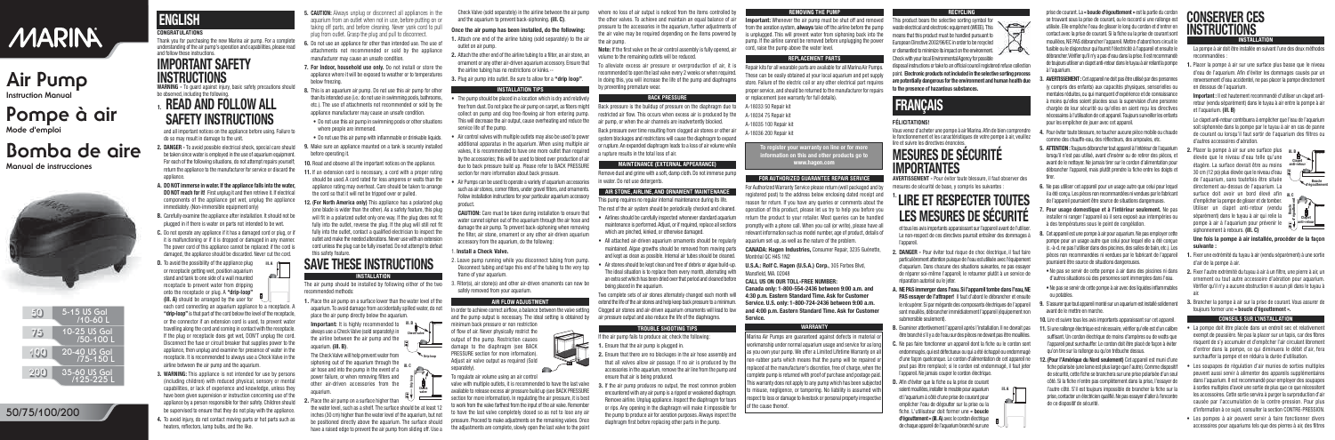# MARINA

# Air Pump

Instruction Manual

# Pompe à air

Mode d'emploi

# Bomba de aire

Manual de instrucciones

| 50 | 5-15 US Gal /10-60 L |
|---|---|
| 75 | 10-25 US Gal /50-100 L |
| 100 | 20-40 US Gal /75-150 L |
| 200 | 35-60 US Gal /125-225 L |

50/75/100/200

# ENGLISH

## CONGRATULATIONS

Thank you for purchasing the new Marina air pump. For a complete understanding of the air pump's operation and capabilities, please read and follow these instructions.

## IMPORTANT SAFETY INSTRUCTIONS

**WARNING** – To guard against injury, basic safety precautions should be observed, including the following.

1. **READ AND FOLLOW ALL SAFETY INSTRUCTIONS** and all important notices on the appliance before using. Failure to do so may result in damage to the unit.
2. **DANGER** – To avoid possible electrical shock, special care should be taken since water is employed in the use of aquarium equipment. For each of the following situations, do not attempt repairs yourself; return the appliance to the manufacturer for service or discard the appliance.
   A. **DO NOT immerse in water. If the appliance falls into the water, DO NOT reach for it!** First unplug it and then retrieve it. If electrical components of the appliance get wet, unplug the appliance immediately. (Non-immersible equipment only).
   B. Carefully examine the appliance after installation. It should not be plugged in if there is water on parts not intended to be wet.
   C. Do not operate any appliance if it has a damaged cord or plug, or if it is malfunctioning or if it is dropped or damaged in any manner. The power cord of this appliance cannot be replaced: if the cord is damaged, the appliance should be discarded. Never cut the cord.
   D. To avoid the possibility of the appliance plug or receptacle getting wet, position aquarium stand and tank to one side of a wall mounted receptacle to prevent water from dripping onto the receptacle or plug. A **"drip-loop"** (**Ill. A**) should be arranged by the user for each cord connecting an aquarium appliance to a receptacle. A **"drip-loop"** is that part of the cord below the level of the receptacle, or the connector if an extension cord is used, to prevent water travelling along the cord and coming in contact with the receptacle. If the plug or receptacle does get wet, DON'T unplug the cord. Disconnect the fuse or circuit breaker that supplies power to the appliance, then unplug and examine for presence of water in the receptacle. It is recommended to always use a Check Valve in the airline between the air pump and the aquarium.
3. **WARNING:** This appliance is not intended for use by persons (including children) with reduced physical, sensory or mental capabilities, or lack of experience and knowledge, unless they have been given supervision or instruction concerning use of the appliance by a person responsible for their safety. Children should be supervised to ensure that they do not play with the appliance.
4. To avoid injury, do not contact moving parts or hot parts such as heaters, reflectors, lamp bulbs, and the like.
5. **CAUTION:** Always unplug or disconnect all appliances in the aquarium from an outlet when not in use, before putting on or taking off parts, and before cleaning. Never yank cord to pull plug from outlet. Grasp the plug and pull to disconnect.
6. Do not use an appliance for other than intended use. The use of attachments not recommended or sold by the appliance manufacturer may cause an unsafe condition.
7. **For indoor, household use only.** Do not install or store the appliance where it will be exposed to weather or to temperatures below freezing.
8. This is an aquarium air pump. Do not use this air pump for other than its intended use (i.e.: do not use in swimming pools, bathrooms, etc.). The use of attachments not recommended or sold by the appliance manufacturer may cause an unsafe condition.
   - Do not use this air pump in swimming pools or other situations where people are immersed.
   - Do not use this air pump with inflammable or drinkable liquids.
9. Make sure an appliance mounted on a tank is securely installed before operating it.
10. Read and observe all the important notices on the appliance.
11. If an extension cord is necessary, a cord with a proper rating should be used. A cord rated for less amperes or watts than the appliance rating may overheat. Care should be taken to arrange the cord so that it will not be tripped over or pulled.
12. **(For North America only)** This appliance has a polarized plug (one blade is wider than the other). As a safety feature, this plug will fit in a polarized outlet only one way. If the plug does not fit fully into the outlet, reverse the plug. If the plug will still not fit fully into the outlet, contact a qualified electrician to inspect the outlet and make the needed alterations. Never use with an extension cord unless the plug can be fully inserted. Do not attempt to defeat this safety feature.

## SAVE THESE INSTRUCTIONS

### INSTALLATION

The air pump should be installed by following either of the two recommended methods:

1. Place the air pump on a surface lower than the water level of the aquarium. To avoid damage from accidentally spilled water, do not place the air pump directly below the aquarium.

**Important:** It is highly recommended to always use a Check Valve (sold separately) in the airline between the air pump and the aquarium. (**Ill. B**)

The Check Valve will help prevent water from siphoning out of the aquarium through the air hose and into the pump in the event of a power failure, or when removing filters and other air-driven accessories from the aquarium.

2. Place the air pump on a surface higher than the water level, such as a shelf. The surface should be at least 12 inches (30 cm) higher than the water level of the aquarium, but not be positioned directly above the aquarium. The surface should have a raised edge to prevent the air pump from sliding off. Use a Check Valve (sold separately) in the airline between the air pump and the aquarium to prevent back-siphoning. (**Ill. C**)

**Once the air pump has been installed, do the following:**

1. Attach one end of the airline tubing (sold separately) to the air outlet on air pump.
2. Attach the other end of the airline tubing to a filter, air stone, an ornament or any other air-driven aquarium accessory. Ensure that the airline tubing has no restrictions or kinks.
3. Plug air pump into outlet. Be sure to allow for a **"drip loop"** (**Ill. A**).

### INSTALLATION TIPS

- The pump should be placed in a location which is dry and relatively free from dust. Do not place the air pump on carpet, as fibers might collect on pump and clog free-flowing air from entering pump. This will decrease the air output, cause overheating and reduce the service life of the pump.
- Air control valves with multiple outlets may also be used to power additional apparatus in the aquarium. When using multiple air valves, it is recommended to have one more outlet than required by the accessories; this will be used to bleed over production of air due to back pressure build up. Please refer to BACK PRESSURE section for more information about back pressure.
- Air Pumps can be used to operate a variety of aquarium accessories such as air stones, corner filters, under gravel filters, and ornaments. Follow installation instructions for your particular aquarium accessory product.

**CAUTION:** Care must be taken during installation to ensure that water cannot siphon out of the aquarium through the air hose and damage the air pump. To prevent back-siphoning when removing the filter, air stone, ornament or any other air-driven aquarium accessory from the aquarium, do the following:

1. **Install a Check Valve.**
2. Leave pump running while you disconnect tubing from pump. Disconnect tubing and tape this end of the tubing to the very top frame of your aquarium.
3. Filter(s), air stone(s) and other air-driven ornaments can now be safely removed from your aquarium.

### AIR FLOW ADJUSTMENT

In order to achieve correct airflow, a balance between the valve setting and the pump output is necessary. The ideal setting is obtained by minimum back pressure or non restriction of flow of air. Never physically restrict the output of the pump. Restriction causes damage to the diaphragm (see BACK PRESSURE section for more information). Adjust air valve output as required (Sold separately).

To regulate air volume using an air control valve with multiple outlets, it is recommended to have the last valve available to release excess air pressure buildup (see BACK PRESSURE section for more information). In regulating the air pressure, it is best to work from the valve farthest from the input of the air valve. Remember to have the last valve completely closed so as not to lose any air pressure. Proceed to make adjustments on the remaining valves. Once the adjustments are complete, slowly open the last valve to the point where no loss of air output is noticed from the items controlled by the other valves. To achieve and maintain an equal balance of air pressure to the accessories in the aquarium, further adjustments of the air valve may be required depending on the items powered by the air pump.

**Note:** If the first valve on the air control assembly is fully opened, air volume to the remaining outlets will be reduced.

To alleviate excess air pressure or overproduction of air, it is recommended to open the last valve every 2 weeks or when required. In doing this, you will increase the life of the pump and diaphragms by preventing premature wear.

### BACK PRESSURE

Back pressure is the buildup of pressure on the diaphragm due to restricted air flow. This occurs when excess air is produced by the air pump, or when the air channels are inadvertently blocked.

Back pressure over time resulting from clogged air stones or other air system blockages and restrictions will cause the diaphragm to expand or rupture. An expanded diaphragm leads to a loss of air output and/or a rapture results in the total loss of air.

### MAINTENANCE (EXTERNAL APPEARANCE)

Remove dust and grime with a soft, damp cloth. Do not immerse pump in water. Do not use detergents.

### AIR STONE, AIRLINE, AND ORNAMENT MAINTENANCE

This pump requires no regular internal maintenance during its life. The rest of the air system should be periodically checked and cleaned.

- Airlines should be carefully inspected whenever standard aquarium maintenance is performed. Adjust, or if required, replace all sections which are pinched, kinked, or otherwise damaged.
- All attached air-driven aquarium ornaments should be regularly maintained. Algae growths should be removed from moving parts and kept as clean as possible. Internal air tubes should be cleaned.
- Air stones should be kept clean and free of debris or algae build-up. The ideal situation is to replace them every month, alternating with an extra set which has been dried over that period and cleaned before being placed in the aquarium.

Two complete sets of air stones alternately changed each month will extend the life of the air stones and help keep back pressure to a minimum. Clogged air stones and air-driven aquarium ornaments will lead to low air pressure output and also reduce the life of the diaphragms.

### TROUBLE SHOOTING TIPS

If the air pump fails to produce air, check the following:

1. Ensure that the air pump is plugged in.
2. Ensure that there are no blockages in the air hose assembly and that all valves allow air passage. If no air is produced by the accessories in the aquarium, remove the air line from the pump and ensure that air is being produced.
3. If the air pump produces no output, the most common problem encountered with any air pump is a ripped or weakened diaphragm. Remove airline. Unplug appliance. Inspect the diaphragm for tears or rips. Any opening in the diaphragm will make it impossible for the pump to produce air for aeration purposes. Always inspect the diaphragm first before replacing other parts in the pump.

### REMOVING THE PUMP

**Important:** Whenever the air pump must be shut off and removed from the aeration system, **always** take off the airline before the pump is unplugged. This will prevent water from siphoning back into the pump. If the airline cannot be removed before unplugging the power cord, raise the pump above the level of the aquarium.

### REPLACEMENT PARTS

Repair kits for all wearable parts are available for all Marina Air Pumps. These can be easily obtained at your local aquarium and pet supply store. Failure of the electric coil or any other electrical part requires proper service, and should be returned to the manufacturer for repairs or replacement (see warranty for full details).

A-18033 50 Repair kit
A-18034 75 Repair kit
A-18035 100 Repair kit
A-18036 200 Repair kit

**To register your warranty on line or for more information on this and other products go to www.hagen.com**

### FOR AUTHORIZED GUARANTEE REPAIR SERVICE

For Authorized Warranty Service please return (well packaged and by registered post) to the address below enclosing dated receipt and reason for return. If you have any queries or comments about the operation of this product, please let us try to help you before you return the product to your retailer. Most queries can be handled promptly with a phone call. When you call (or write), please have all relevant information such as model number, age of product, details of aquarium set-up, as well as the nature of the problem.

**CANADA: Hagen Industries**, Consumer Repair, 3235 Guénette, Montreal QC H4S 1N2

**U.S.A.: Rolf C. Hagen (U.S.A.) Corp.**, 305 Forbes Blvd, Mansfield, MA. 02048

**CALL US ON OUR TOLL-FREE NUMBER: Canada only: 1-800-554-2436 between 9:00 a.m. and 4:30 p.m. Eastern Standard Time. Ask for Customer Service. U.S. only: 1-800-724-2436 between 9:00 a.m. and 4:00 p.m. Eastern Standard Time. Ask for Customer Service.**

### WARRANTY

Marina Air Pumps are guaranteed against defects in material or workmanship under normal aquarium usage and service for as long as you own your pump. We offer a Limited Lifetime Warranty on all non-rubber parts which means that the pump will be repaired or replaced at the manufacturer's discretion, free of charge, when the complete pump is returned with proof of purchase and postage paid. This warranty does not apply to any pump which has been subjected to misuse, negligence, or tampering. No liability is assumed with respect to loss or damage to livestock or personal property irrespective of the cause thereof.

### RECYCLING

This product bears the selective sorting symbol for waste electrical and electronic equipment (WEEE). This means that this product must be handled pursuant to European Directive 2002/96/EC in order to be recycled or dismantled to minimize its impact on the environment. Check with your local Environmental Agency for possible disposal instructions or take to an official council registered refuse collection point. **Electronic products not included in the selective sorting process are potentially dangerous for the environment and human health due to the presence of hazardous substances.**

# FRANÇAIS

## FÉLICITATIONS!

Vous venez d'acheter une pompe à air Marina. Afin de bien comprendre le fonctionnement et les caractéristiques de votre pompe à air, veuillez lire et suivre les directives ci-dessous.

## MESURES DE SÉCURITÉ IMPORTANTES

**AVERTISSEMENT** – Pour éviter toute blessure, il faut observer des mesures de sécurité de base, y compris les suivantes :

1. **LIRE ET RESPECTER TOUTES LES MESURES DE SÉCURITÉ** et toutes avis importants apparaissant sur l'appareil avant de l'utiliser. Le non-respect de ces directives pourrait entraîner des dommages à l'appareil.
2. **DANGER** – Pour éviter tout risque de choc électrique, il faut faire particulièrement attention puisque de l'eau est utilisée avec l'équipement d'aquarium. Dans chacune des situations suivantes, ne pas essayer de réparer soi-même l'appareil; le retourner plutôt à un service de réparation autorisé ou le jeter.
   A. **NE PAS immerger dans l'eau. Si l'appareil tombe dans l'eau, NE PAS essayer de l'attraper!** Il faut d'abord le débrancher et ensuite le récupérer. Si par mégarde des composants électriques de l'appareil sont mouillés, débrancher immédiatement l'appareil (équipement non submersible seulement).
   B. Examiner attentivement l'appareil après l'installation. Il ne devrait pas être branché s'il y a de l'eau sur des pièces ne devant pas être mouillées.
   C. Ne pas faire fonctionner un appareil dont le fiche ou le cordon sont endommagés, qui est défectueux ou qui a été échappé ou endommagé d'une façon quelconque. Le cordon d'alimentation de cet appareil ne peut pas être remplacé; si le cordon est endommagé, il faut jeter l'appareil. Ne jamais couper le cordon électrique.
   D. Afin d'éviter que la fiche ou la prise de courant soient mouillées, installer le meuble pour aquarium et l'aquarium à côté d'une prise de courant pour empêcher l'eau de dégoutter sur la prise ou la fiche. L'utilisateur doit former une « **boucle d'égouttement** » (**Ill. A**) avec le cordon électrique de chaque appareil de l'aquarium branché sur une prise de courant. La « **boucle d'égouttement** » est la partie du cordon se trouvant sous la prise de courant, ou le raccord si une rallonge est utilisée. Elle empêche l'eau de glisser le long du cordon et d'entrer en contact avec la prise de courant. Si la fiche ou la prise de courant sont mouillées, NE PAS débrancher l'appareil. Mettre d'abord hors circuit le fusible ou le disjoncteur qui fournit l'électricité à l'appareil et ensuite le débrancher. Vérifier qu'il n'y a pas d'eau dans la prise. Il est recommandé de toujours utiliser un clapet anti-retour dans le tuyau à air reliant la pompe à l'aquarium.
3. **AVERTISSEMENT :** Cet appareil ne doit pas être utilisé par des personnes (y compris des enfants) aux capacités physiques, sensorielles ou mentales réduites, ou qui manquent d'expérience et de connaissance, à moins qu'elles soient placées sous la supervision d'une personne chargée de leur sécurité ou qu'elles en aient reçu les directives nécessaires à l'utilisation de cet appareil. Toujours surveiller les enfants pour les empêcher de jouer avec cet appareil.
4. Pour éviter toute blessure, ne toucher aucune pièce mobile ou chaude comme des chauffe-eau, des réflecteurs, des ampoules, etc.
5. **ATTENTION :** Toujours débrancher tout appareil à l'intérieur de l'aquarium lorsqu'il n'est pas utilisé, avant d'installer ou de retirer des pièces, et avant de le nettoyer. Ne jamais tirer sur le cordon d'alimentation pour débrancher l'appareil, mais plutôt prendre la fiche entre les doigts et tirer.
6. Ne pas utiliser cet appareil pour un usage autre que celui pour lequel il a été conçu. Les pièces non recommandées ni vendues par le fabricant de l'appareil pourraient être source de situations dangereuses.
7. **Pour usage domestique et à l'intérieur seulement.** Ne pas installer ni ranger l'appareil où il sera exposé aux intempéries ou à des températures sous le point de congélation.
8. Cet appareil est une pompe à air pour aquarium. Ne pas employer cette pompe pour un usage autre que celui pour lequel elle a été conçue (c.-à-d. ne pas l'utiliser dans des piscines, des salles de bain, etc.). Les pièces non recommandées ni vendues par le fabricant de l'appareil pourraient être source de situations dangereuses.
   - Ne pas se servir de cette pompe à air dans des piscines ni dans d'autres situations où des personnes sont immergées dans l'eau.
   - Ne pas se servir de cette pompe à air avec des liquides inflammables ou potables.
9. S'assurer que tout appareil monté sur un aquarium est installé solidement avant de le mettre en marche.
10. Lire et suivre tous les avis importants apparaissant sur cet appareil.
11. Si une rallonge électrique est nécessaire, vérifier qu'elle est d'un calibre suffisant. Un cordon électrique de moins d'ampères ou de watts que l'appareil peut surchauffer. Le cordon doit être placé de façon à éviter qu'on tire sur la rallonge ou qu'on trébuche dessus.
12. **(Pour l'Amérique du Nord seulement)** Cet appareil est muni d'une fiche polarisée (une lame est plus large que l'autre). Comme dispositif de sécurité, cette fiche se branchera sur une prise polarisée d'un seul côté. Si la fiche n'entre pas complètement dans la prise, essayer de l'autre côté. S'il est toujours impossible de brancher la fiche sur la prise, contacter un électricien qualifié. Ne pas essayer d'aller à l'encontre de ce dispositif de sécurité.

## CONSERVER CES INSTRUCTIONS

### INSTALLATION

La pompe à air doit être installée en suivant l'une des deux méthodes recommandées :

1. Placer la pompe à air sur une surface plus basse que le niveau d'eau de l'aquarium. Afin d'éviter les dommages causés par un renversement d'eau accidentel, ne pas placer la pompe directement en dessous de l'aquarium.

**Important :** Il est hautement recommandé d'utiliser un clapet anti-retour (vendu séparément) dans le tuyau à air entre la pompe à air et l'aquarium. (**Ill. B**)

Le clapet anti-retour contribuera à empêcher que l'eau de l'aquarium soit siphonnée dans la pompe par le tuyau à air en cas de panne de courant ou lorsqu'il faut sortir de l'aquarium des filtres ou d'autres accessoires d'aération.

2. Placer la pompe à air sur une surface plus élevée que le niveau d'eau telle qu'une étagère. La surface devrait être au moins 30 cm (12 po) plus élevée que le niveau d'eau de l'aquarium, sans toutefois être située directement au-dessus de l'aquarium. La surface doit avoir un bord élevé afin d'empêcher la pompe de glisser et de tomber. Utiliser un clapet anti-retour (vendu séparément) dans le tuyau à air qui relie la pompe à air à l'aquarium pour prévenir le siphonnement à rebours. (**Ill. C**)

**Une fois la pompe à air installée, procéder de la façon suivante :**

1. Fixer une extrémité du tuyau à air (vendu séparément) à une sortie d'air de la pompe à air.
2. Fixer l'autre extrémité du tuyau à air à un filtre, une pierre à air, un ornement ou tout autre accessoire d'aération pour aquarium. Vérifier qu'il n'y a aucune obstruction ni aucun pli dans le tuyau à air.
3. Brancher la pompe à air sur la prise de courant. Veux assurer de toujours former une « **boucle d'égouttement** ».

### CONSEILS SUR L'INSTALLATION

- La pompe doit être placée dans un endroit sec et relativement exempt de poussière. Ne pas la placer sur un tapis, car des fibres risquent de s'y accumuler et d'empêcher l'air circulant librement d'entrer dans la pompe, ce qui diminuera le débit d'air, fera surchauffer la pompe et en réduira la durée d'utilisation.
- Les soupapes de régulation d'air munies de sorties multiples peuvent aussi servir à alimenter des appareils supplémentaires dans l'aquarium. Il est recommandé pour employer des soupapes à sorties multiples d'avoir une sortie de plus que ce que nécessitent les accessoires. Cette sortie servira à purger la surproduction d'air causée par l'accumulation de la contre-pression. Pour plus d'information à ce sujet, consulter la section CONTRE-PRESSION.
- Les pompes à air peuvent servir à faire fonctionner divers accessoires pour aquariums tels que des pierres à air, des filtres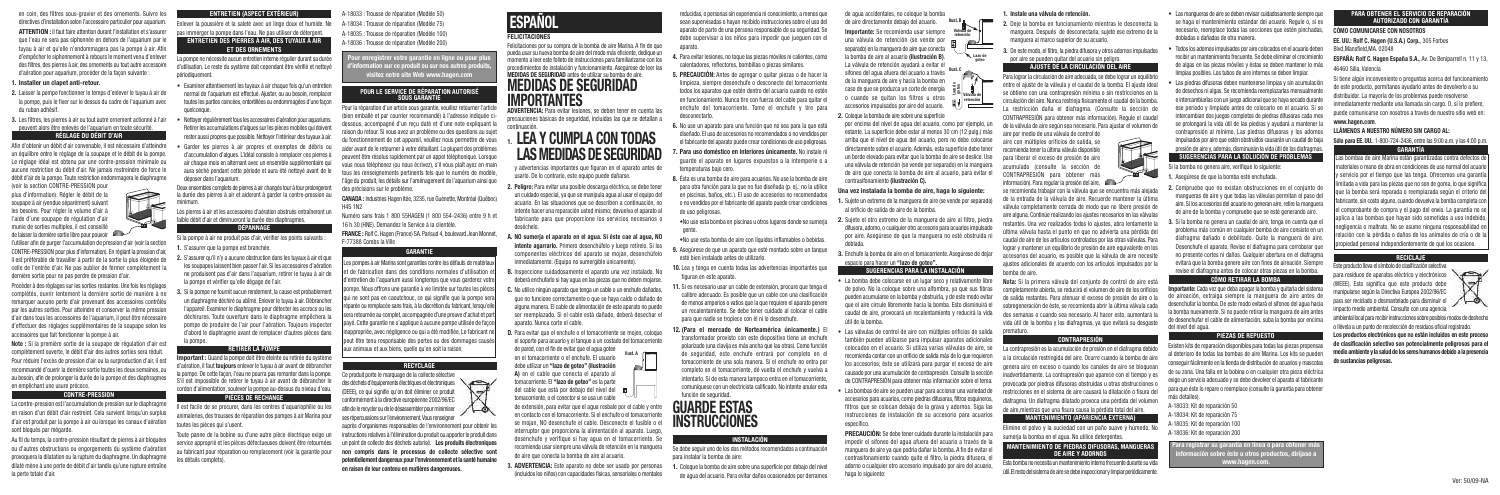en coin, des filtres sous-gravier et des ornements. Suivre les directives d'installation selon l'accessoire particulier pour aquarium.

**ATTENTION :** Il faut faire attention durant l'installation et s'assurer que l'eau ne sera pas siphonnée en dehors de l'aquarium par le tuyau à air et qu'elle n'endommagera pas la pompe à air. Afin d'empêcher le siphonnement à rebours le moment venu d'enlever des filtres, des pierres à air, des ornements ou tout autre accessoire d'aquarium pour aquarium, procéder de la façon suivante :

1. **Installer un clapet anti-retour.**
2. Laisser la pompe fonctionner le temps d'enlever le tuyau à air de la pompe, puis le fixer sur le dessus du cadre de l'aquarium avec du ruban adhésif.
3. Les filtres, les pierres à air ou tout autre ornement actionné à l'air peuvent alors être enlevés de l'aquarium en toute sécurité.

## RÉGLAGE DU DÉBIT D'AIR

Afin d'obtenir un débit d'air convenable, il est nécessaire d'atteindre un équilibre entre le réglage de la soupape et le débit de la pompe. Un réglage idéal est obtenu par une contre-pression minimale ou aucune restriction du débit d'air. Il ne faut jamais restreindre de force le débit d'air de la pompe. Une restriction endommagera le diaphragme (voir la section CONTRE-PRESSION pour plus d'informations). Régler le débit de la soupape à air (vendue séparément) suivant les besoins. Pour régler le volume d'air à l'aide d'une soupape de régulation d'air munie de sorties multiples, il est conseillé de laisser la dernière sortie libre pour purger l'excédent d'air (voir la section CONTRE-PRESSION pour plus d'informations). Pour régler la pression d'air, il est préférable de travailler à partir de la sortie la plus éloignée de celle de l'entrée d'air. Ne pas oublier de fermer complètement la dernière sortie pour ne pas perdre de pression d'air.

Procéder à des réglages sur les sorties restantes. Une fois les réglages complétés, ouvrir légèrement la dernière sortie de manière à ne remarquer aucune perte d'air provenant des accessoires contrôlés par les autres sorties. Pour atteindre et conserver la même pression d'air dans tous les accessoires de l'aquarium, il peut être nécessaire d'effectuer des réglages supplémentaires de la soupape selon les accessoires que fait fonctionner la pompe à air.

**Note :** Si la première sortie de la soupape de régulation d'air est complètement ouverte, le débit d'air des autres sorties sera réduit. Pour réduire l'excès de pression d'air ou la surproduction d'air, il est recommandé d'ouvrir la dernière sortie toutes les deux semaines, ou autrement, afin de prolonger la durée de la pompe et des diaphragmes en empêchant une usure précoce.

## CONTRE-PRESSION

La contre-pression est l'accumulation de pression dans la pompe ou le diaphragme en raison d'un débit d'air restreint. Cela survient lorsqu'un surplus d'air est produit par la pompe à air ou lorsque les canaux d'aération sont bloqués par inadvertance.

Au fil du temps, la contre-pression résultant de pierres à air bloquées ou d'autres obstructions ou engorgements du système d'aération provoquera la dilatation ou la rupture du diaphragme. Un diaphragme dilaté mène à une perte de débit d'air tandis qu'une rupture entraîne la perte totale d'air.

## ENTRETIEN (ASPECT EXTÉRIEUR)

Enlever la poussière et la saleté avec un linge doux et humide. Ne pas immerger la pompe dans l'eau. Ne pas utiliser de détergent.

## ENTRETIEN DES PIERRES À AIR, DES TUYAUX À AIR ET DES ORNEMENTS

La pompe ne nécessite aucun entretien interne régulier durant sa durée d'utilisation. Le reste du système doit cependant être vérifié et nettoyé périodiquement.

- Examiner attentivement les tuyaux à air chaque fois qu'un entretien normal de l'aquarium est effectué. Ajuster, au besoin, remplacer toutes les parties calcinées, entortillées ou endommagées d'une façon quelconque.
- Nettoyer régulièrement tous les accessoires d'aération pour aquariums. Retirer les accumulations d'algues sur les pièces mobiles qui doivent rester aussi propres que possible. Nettoyer l'intérieur des tuyaux à air.
- Garder les pierres à air propres et exemptes de débris ou d'accumulation d'algues. L'idéal consiste à remplacer ces pierres à air chaque mois en alternant avec un ensemble supplémentaire qui aura séché pendant cette période et aura été nettoyé avant de le déposer dans l'aquarium.

Deux ensembles complets de pierres à air changés tour à tour prolongeront la durée des pierres à air et aideront à garder la contre-pression au minimum.

Les pierres à air et les accessoires d'aération obstrués entraîneront un faible débit d'air et diminueront la durée des diaphragmes.

## DÉPANNAGE

Si la pompe à air ne produit pas d'air, vérifier les points suivants :

1. S'assurer que la pompe est branchée.
2. S'assurer qu'il n'y a aucune obstruction dans les tuyaux à air et que les soupapes laissent passer l'air. Si les accessoires d'aération ne produisent pas d'air dans l'aquarium, retirer le tuyau à air de la pompe et vérifier sa sortie d'air.
3. Si la pompe ne fournit aucun rendement, la cause est probablement un diaphragme déchiré ou abîmé. Enlever le tuyau à air. Débrancher l'appareil. Examiner le diaphragme pour détecter les accrocs ou les déchirures. Toute ouverture dans le diaphragme empêchera la pompe de produire de l'air pour l'aération. Toujours inspecter d'abord le diaphragme avant de remplacer d'autres pièces dans la pompe.

## RETIRER LA POMPE

**Important :** Quand la pompe doit être éteinte ou retirée du système d'aération, il faut **toujours** enlever le tuyau à air avant de débrancher la pompe. De cette façon, l'eau ne pourra pas remonter dans la pompe. S'il est impossible de retirer le tuyau à air avant de débrancher le cordon d'alimentation, soulever la pompe au-dessus du niveau d'eau.

## PIÈCES DE RECHANGE

Il est facile de se procurer, dans les centres d'aquariophilie ou les animaleries, des trousses de réparation des pompes à air Hagen pour toutes les pièces qui s'usent.

Toute panne de la pompe ou d'une autre pièce électrique exige un service approprié et les pièces défectueuses doivent être retournées au fabricant pour réparation ou remplacement (voir la garantie pour les détails complets).

A-18033 : Trousse de réparation (Modèle 50)
A-18034 : Trousse de réparation (Modèle 75)
A-18035 : Trousse de réparation (Modèle 100)
A-18036 : Trousse de réparation (Modèle 200)

**Pour enregistrer votre garantie en ligne ou pour plus d'information sur ce produit ou sur nos autres produits, visitez notre site Web www.hagen.com**

## POUR LE SERVICE DE RÉPARATION AUTORISÉ SOUS GARANTIE

Pour la réparation d'un article sous garantie, veuillez retourner l'article (bien emballé et par courrier recommandé) à l'adresse indiquée ci-dessous, accompagné d'un reçu daté et d'une note expliquant la raison du retour. Si vous avez un problème ou des questions au sujet du fonctionnement de cet appareil, veuillez nous permettre de vous aider avant de le renvoyer à votre détaillant. La plupart des problèmes peuvent être résolus rapidement par un appel téléphonique. Lorsque vous nous téléphonez (ou écrivez), veuillez avoir à portée de main tous les renseignements pertinents tels que le numéro de modèle, l'âge du produit, les détails sur l'aménagement de l'aquarium ainsi que des précisions sur le problème.

**CANADA :** Industries Hagen ltée, 3235, rue Guénette, Montréal (Québec) H4S 1N2

Numéro sans frais 1 800 55HAGEN (1 800 554-2436) entre 9 h et 16 h 30 (HNE). Demander le Service à la clientèle.

**FRANCE :** Rolf C. Hagen (France) SA, Parisud 4, boulevard Jean Monnet, F-77388 Combs la Ville

## GARANTIE

Les pompes à air Marina sont garanties contre les défauts de matériaux et de fabrication dans des conditions normales d'utilisation et d'entretien de l'aquarium aussi longtemps que vous garderez votre pompe. Nous offrons une garantie à vie limitée sur toutes les pièces qui ne sont pas en caoutchouc, ce qui signifie que la pompe sera réparée ou remplacée sans frais, à la discrétion du fabricant, lorsqu'elle sera retournée au comptoir, accompagnée d'une preuve d'achat et port payé. Cette garantie ne s'applique à aucune pompe utilisée de façon inappropriée, avec négligence ou qui a été modifiée. Le fabricant ne peut être tenu responsable des pertes ou des dommages causés aux animaux et aux biens, quelle qu'en soit la raison.

## RECYCLAGE

Ce produit porte le marquage de la collecte sélective des déchets d'équipements électriques et électroniques (DEEE), ce qui signifie qu'il faut éliminer ce produit conformément à la directive européenne 2002/96/CE afin de le recycler ou de le désassembler pour minimiser ses répercussions sur l'environnement. Vous renseigner auprès d'organismes responsables de l'environnement pour obtenir les instructions relatives à l'élimination du produit ou rapporter le produit dans un point de collecte des déchets spéciaux. **Les produits électroniques non compris dans le processus de collecte sélective sont potentiellement dangereux pour l'environnement et la santé humaine en raison de leur contenu en matières dangereuses.**

# ESPAÑOL

## FELICITACIONES

Felicitaciones por su compra de la bomba de aire Marina. A fin de que pueda usar su nueva bomba de aire del modo más eficiente, dedique un momento a leer este folleto de instrucciones para familiarizarse con los procedimientos de instalación y funcionamiento. Asegúrese de leer las **MEDIDAS DE SEGURIDAD** antes de utilizar su bomba de aire.

# MEDIDAS DE SEGURIDAD IMPORTANTES

**ADVERTENCIA:** Para evitar lesiones, se deben tener en cuenta las precauciones básicas de seguridad, incluidas las que se detallan a continuación.

1. **LEA Y CUMPLA CON TODAS LAS MEDIDAS DE SEGURIDAD** y advertencias importantes que figuran en el aparato antes de usarlo. De lo contrario, esto podría dañar la unidad.
2. **Peligro:** Para evitar una posible descarga eléctrica, se debe tener un cuidado especial, ya que se maneja agua al usar el equipo del acuario. En las situaciones que se describen a continuación, no intente hacer una reparación usted mismo; devuelva el aparato al fabricante para que proporcione los servicios necesarios o deséchelo.
   - **A. NO sumerja el aparato en el agua. Si este cae al agua, NO intente agarrarlo.** Primero desenchúfelo y luego retírelo. Si los componentes eléctricos del aparato se mojan, desenchúfelo inmediatamente. (Equipo no sumergible únicamente).
   - **B.** Inspeccione cuidadosamente el aparato una vez instalado. No debe enchufarse si hay agua en las piezas que no deben mojarse.
   - **C.** No utilice ningún aparato que tenga un cable o un enchufe dañados, que no funcione correctamente o que se haya caído o dañado de alguna manera. El cable de alimentación de este aparato no puede ser reemplazado. Si el cable está dañado, deberá desechar el aparato. Nunca corte el cable.
   - **D.** Para evitar que el enchufe o el tomacorriente se mojen, coloque el soporte para acuario y el tanque a un costado del tomacorriente de pared, como para evitar que el agua gotee en el tomacorriente o el enchufe. El usuario debe utilizar un **"lazo de goteo"** (ilustración A) en el cable que conecta el aparato al tomacorriente. El **"lazo de goteo"** es la parte del cable que está por debajo del nivel del tomacorriente, o el conector si se usa un cable de extensión, para evitar que el agua resbale por el cable y entre en contacto con el tomacorriente. Si el enchufe o el tomacorriente se mojan, NO desconecte el cable. Desconecte el fusible o el interruptor que proporciona la alimentación al aparato. Luego, desenchufe y verifique si hay agua en el tomacorriente. Se recomienda usar siempre una válvula de retención en la manguera de aire que conecta la bomba de aire al acuario.
3. **ADVERTENCIA:** Este aparato no debe ser usado por personas (incluidos los niños) con capacidades físicas, sensoriales o mentales reducidas, o personas sin experiencia ni conocimiento, a menos que sean supervisadas o hayan recibido instrucciones sobre el uso del aparato de parte de una persona responsable de su seguridad. Se debe supervisar a los niños para impedir que jueguen con el aparato.
4. Para evitar lesiones, no toque las piezas móviles ni calientes, como calentadores, reflectores, bombillas o piezas similares.
5. **PRECAUCIÓN:** Antes de agregar o quitar piezas o de hacer la limpieza, siempre desenchufe o desconecte del tomacorriente todos los aparatos que estén dentro del acuario cuando no estén en funcionamiento. Nunca tire con fuerza del cable para quitar el enchufe del tomacorriente. Tome el enchufe y tire para desconectarlo.
6. No use un aparato para una función que no sea para la que está diseñado. El uso de accesorios no recomendados o no vendidos por el fabricante del aparato puede crear condiciones de uso peligrosas.
7. **Para uso doméstico en interiores únicamente.** No instale ni guarde el aparato en lugares expuestos a la intemperie o a temperaturas bajo cero.
8. Este es una bomba de aire para acuarios. No use la bomba de aire para otra función para la que no fue diseñada (p. ej., no la utilice en piscinas, baños, etc.). El uso de accesorios no recomendados o no vendidos por el fabricante del aparato puede crear condiciones de uso peligrosas.
   - •No use esta bomba en piscinas u otros lugares donde se sumerja gente.
   - •No use esta bomba de aire con líquidos inflamables o bebibles.
9. Asegúrese de que un aparato que esté montado sobre un tanque esté bien instalado antes de utilizarlo.
10. Lea y tenga en cuenta todas las advertencias importantes que figuran en este aparato.
11. Si es necesario usar un cable de extensión, procure que tenga el calibre adecuado. Es posible que un cable con un amperaje o vatios menor al del aparato se sobrecaliente. Se debe tener cuidado al colocar el cable para que nadie se tropiece con él o tire de él.
12. **(Para el mercado de Norteamérica únicamente.)** El transformador provisto con este dispositivo tiene un enchufe polarizado (una clavija es más ancha que la otra). Como función de seguridad, este enchufe entrará por completo en el tomacorriente de una sola manera. Si el enchufe no entra por completo en el tomacorriente, dé vuelta el enchufe y vuelva a intentarlo. Si de esta manera tampoco entra en el tomacorriente, comuníquese con un electricista calificado. No intente anular esta función de seguridad.

# GUARDE ESTAS INSTRUCCIONES

## INSTALACIÓN

Se debe seguir uno de los dos métodos recomendados a continuación para instalar la bomba de aire:

1. Coloque la bomba de aire sobre una superficie por debajo del nivel de agua del acuario. Para evitar daños ocasionados por derrames de agua accidentales, no coloque la bomba de aire directamente debajo del acuario.

**Importante:** Se recomienda usar siempre una válvula de retención (se vende por separado) en la manguera de aire que conecta la bomba de aire al acuario **(ilustración B)**. La válvula de retención ayudará a evitar el sifoneo del agua afuera del acuario a través de la manguera de aire y hacia la bomba en caso de que se produzca un corte de energía o cuando se quiten los filtros u otros accesorios impulsados por aire del acuario.

2. Coloque la bomba de aire sobre una superficie por encima del nivel de agua del acuario, como por ejemplo, un estante. La superficie debe estar al menos 30 cm (12 pulg.) más arriba que el nivel de agua del acuario, pero no debe colocarse directamente sobre el acuario. Además, esta superficie debe tener un borde elevado para evitar que la bomba de aire se deslice. Use una válvula de retención (se vende por separado) en la manguera de aire que conecta la bomba de aire al acuario, para evitar el contraflujo/sifoneo **(ilustración C)**.

**Una vez instalada la bomba de aire, haga lo siguiente:**

1. Sujete un extremo de la manguera de aire (se vende por separado) al orificio de salida de aire de la bomba.
2. Sujete el otro extremo de la manguera de aire al filtro, piedra difusora, adorno, o cualquier otro accesorio para acuarios impulsado por aire. Asegúrese de que la manguera no esté obstruida ni doblada.
3. Enchufe la bomba de aire en el tomacorriente. Asegúrese de dejar espacio para hacer un **"lazo de goteo"**.

## SUGERENCIAS PARA LA INSTALACIÓN

- La bomba debe colocarse en un lugar seco y con buena ventilación. No la coloque sobre una alfombra, ya que sus fibras pueden acumularse en la bomba y obstruirla, y de este modo evitar que el aire circule libremente hacia la bomba. Esta disminución del caudal de aire provocará un recalentamiento y acortará la vida útil de la bomba.
- Las válvulas de control de aire con múltiples orificios de salida también pueden utilizarse para impulsar aparatos adicionales colocados en el acuario. Si utiliza varias válvulas de aire, se recomienda contar con un orificio de salida más del que requieren sus accesorios; esto se utilizará para purgar el exceso de aire causado por una acumulación de contrapresión. Consulte la sección de CONTRAPRESIÓN para obtener más información sobre el tema.
- Las bombas de aire se pueden usar para accionar una variedad de accesorios para acuarios, como piedras difusoras, filtros esponjosos, filtros que se colocan debajo de la grava y adornos. Siga las instrucciones de instalación de su accesorio para acuarios específico.

**PRECAUCIÓN:** Se debe tener cuidado durante la instalación para impedir el sifoneo del agua afuera del acuario a través de la manguera de aire ya que podría dañar la bomba. A fin de evitar el contraflujo/sifoneo cuando quite el filtro, la piedra difusora, el adorno o cualquier otro accesorio impulsado por aire del acuario, haga lo siguiente:

1. **Instale una válvula de retención.**
2. Deje la bomba en funcionamiento mientras la desconecta la manguera. Después de desconectarla, sujete ese extremo de la manguera al marco superior del acuario.
3. De este modo, el filtro, la piedra difusora y otros adornos impulsados por aire se pueden quitar del acuario sin peligro.

## AJUSTE DE LA CIRCULACIÓN DEL AIRE

Para lograr la circulación de aire adecuada, se debe lograr un equilibrio entre el ajuste de la válvula y el caudal de la bomba. El ajuste ideal se obtiene con una contrapresión mínima o sin restricciones en la circulación del aire. Nunca restrinja forzosamente el caudal de la bomba. La restricción daña el diafragma. (Consulte la sección de CONTRAPRESIÓN para obtener más información). Ajuste el caudal de la válvula de aire según sea necesario. Para ajustar el volumen de aire por medio de una válvula de control de aire con múltiples orificios de salida, se recomienda tener la última válvula disponible para liberar el exceso de presión de aire acumulado (consulte la sección de CONTRAPRESIÓN para obtener más información). Para regular la presión del aire, se recomienda trabajar con la válvula que se encuentra más alejada de la entrada de la válvula de aire. Recuerde mantener la última válvula completamente cerrada de modo que no libere la presión de aire alguna. Continúe realizando los ajustes necesarios en las válvulas restantes. Una vez realizados todos los ajustes, abra levemente la última válvula hasta el punto en que no advierta una pérdida del caudal de aire de los artículos controlados por las otras válvulas. Para lograr y mantener un equilibrio de presión de aire equivalente en los accesorios del acuario, es posible que la válvula de aire necesite ajustes adicionales de acuerdo con los artículos impulsados por la bomba de aire.

**Nota:** Si la primera válvula del conjunto de control de aire está completamente abierta, se reducirá el volumen de aire de las otras salidas restantes. Para eliminar el exceso de presión de aire o la sobregeneración de éste, se recomienda abrir la última válvula cada dos semanas o cuando sea necesario. Al hacer esto, aumentará la vida útil de la bomba y los diafragmas, ya que evitará su desgaste prematuro.

## CONTRAPRESIÓN

La contrapresión es la presión en la bomba o en el diafragma debido a la circulación restringida del aire. Ocurre cuando la bomba de aire genera aire en exceso o cuando los canales de aire se bloquean inadvertidamente. La contrapresión que aparece con el tiempo y es provocada por piedras difusoras obstruidas u otras obstrucciones o restricciones en el sistema de aire causará la dilatación o fisura del diafragma. Un diafragma dilatado provoca una pérdida del volumen de aire mientras que una fisura causa la pérdida total del aire.

## MANTENIMIENTO (APARIENCIA EXTERNA)

Elimine el polvo y la suciedad con un paño suave y húmedo. No sumerja la bomba en el agua. No utilice detergentes.

## MANTENIMIENTO DE PIEDRAS DIFUSORAS, MANGUERAS DE AIRE Y ADORNOS

Esta bomba no necesita un mantenimiento interno frecuente durante su vida útil. El resto del sistema de aire se debe inspeccionar y limpiar periódicamente.

- Las mangueras de aire se deben revisar cuidadosamente siempre que se haga el mantenimiento estándar del acuario. Regule o, si es necesario, reemplace todas las secciones que estén pinchadas, dobladas o dañadas de otra manera.
- Todos los adornos impulsados por aire colocados en el acuario deben recibir un mantenimiento frecuente. Se debe eliminar el crecimiento de algas en las piezas móviles y éstas se deben mantener lo más limpias posibles. Los tubos de aire internos se deben limpiar.
- Las piedras difusoras deben mantenerse limpias y sin acumulación de desechos ni algas. Se recomienda reemplazarlas mensualmente e intercambiarlas con un juego adicional que se haya secado durante ese período y limpiado antes de colocarlo en el acuario. Si se intercambian dos juegos completos de piedras difusoras cada mes se prolongará la vida útil de las piedras y ayudará a mantener la contrapresión al mínimo. Las piedras difusoras y los adornos impulsados por aire que estén obstruidos causarán el caudal de baja presión de aire y, además, disminuirán la vida útil de los diafragmas.

## SUGERENCIAS PARA LA SOLUCIÓN DE PROBLEMAS

Si la bomba no genera aire, verifique lo siguiente:

1. Asegúrese de que la bomba esté enchufada.
2. Compruebe que no existan obstrucciones en el conjunto de mangueras de aire y que todas las válvulas permitan el paso del aire. Si los accesorios del acuario no generan aire, retire la manguera de aire de la bomba y compruebe que se esté generando aire.
3. Si la bomba no genera un caudal de aire, tenga en cuenta que el problema más común en cualquier bomba de aire consiste en un diafragma dañado o debilitado. Quite la manguera de aire. Desenchufe el aparato. Revise el diafragma para corroborar que no presente cortes ni daños. Cualquier apertura en el diafragma evitará que la bomba genere aire con fines de aireación. Siempre revise el diafragma antes de colocar otras piezas en la bomba.

## CÓMO RETIRAR LA BOMBA

**Importante:** Cada vez que deba apagar la bomba o quitarla del sistema de aireación, retire siempre la manguera de aire antes de desenchufar la bomba. De este modo evitará el sifoneo del agua hacia la bomba nuevamente. Si no puede retirar la manguera de aire antes de desenchufar el cable de alimentación, suba la bomba por encima del nivel del agua.

## PIEZAS DE REPUESTO

Existen kits de reparación disponibles para todas las piezas expuestas al deterioro de todas las bombas de aire Marina. Los kits se pueden conseguir fácilmente en la tienda de distribución de acuarios y mascotas de su zona. Una falla en la bomba o en cualquier otra pieza eléctrica exige un servicio adecuado y se debe devolver el aparato al fabricante para que éste lo repare o reemplace (consulte la garantía para obtener más detalles).

A-18033: Kit de reparación 50
A-18034: Kit de reparación 75
A-18035: Kit de reparación 100
A-18036: Kit de reparación 200

**Para registrar su garantía en línea o para obtener más información sobre éste u otros productos, diríjase a www.hagen.com.**

## PARA OBTENER EL SERVICIO DE REPARACIÓN AUTORIZADO CON GARANTÍA

**CÓMO COMUNICARSE CON NOSOTROS**

**EE. UU.: Rolf C. Hagen (U.S.A.) Corp.**, 305 Forbes Blvd.Mansfield,MA. 02048

**ESPAÑA: Rolf C. Hagen España S.A.**, Av. De Beniparrell n. 11 y 13, 46460 Silla, Valencia

Si tiene algún inconveniente o preguntas acerca del funcionamiento de este producto, permítanos ayudarlo antes de devolverlo a su distribuidor. La mayoría de los problemas puede resolverse inmediatamente mediante una llamada sin cargo. O, si prefiere, puede comunicarse con nosotros a través de nuestro sitio web en: www.hagen.com.

**LLÁMENOS A NUESTRO NÚMERO SIN CARGO AL:**

**Sólo para EE. UU.:** 1-800-724-2436, entre las 9:00 a.m. y las 4:00 p.m.

## GARANTÍA

Las bombas de aire Marina están garantizadas contra defectos de materiales o mano de obra en condiciones de uso normal del acuario y servicio por el tiempo que las tenga. Ofrecemos una garantía limitada a vida para las piezas que no son de goma, lo que significa que la bomba será reparada o reemplazada según el criterio del fabricante, sin costo alguno, cuando devuelva la bomba completa con el comprobante de compra y el pago del envío. La garantía no se aplica a las bombas que hayan sido sometidas a uso indebido, negligencia o maltrato. No se asume ninguna responsabilidad en relación con la pérdida o daños de los animales de cría o de la propiedad personal independientemente de cuál los ocasione.

## RECICLAJE

Este producto lleva el símbolo de clasificación selectiva para residuos de aparatos eléctricos y electrónicos (WEEE). Esto significa que este producto debe manipularse según la Directiva Europea 2002/96/EC para ser reciclado o desmantelado para minimizar el impacto medio ambiental. Consulte con una agencia ambiental local para recibir instrucciones sobre posibles modos de desecho o llévelo a un punto de recolección de residuos oficial registrado. **Los productos electrónicos que no están incluidos en este proceso de clasificación selectiva son potencialmente peligrosos para el medio ambiente y la salud de los seres humanos debido a la presencia de sustancias peligrosas.**

Ver: 50/09-NA